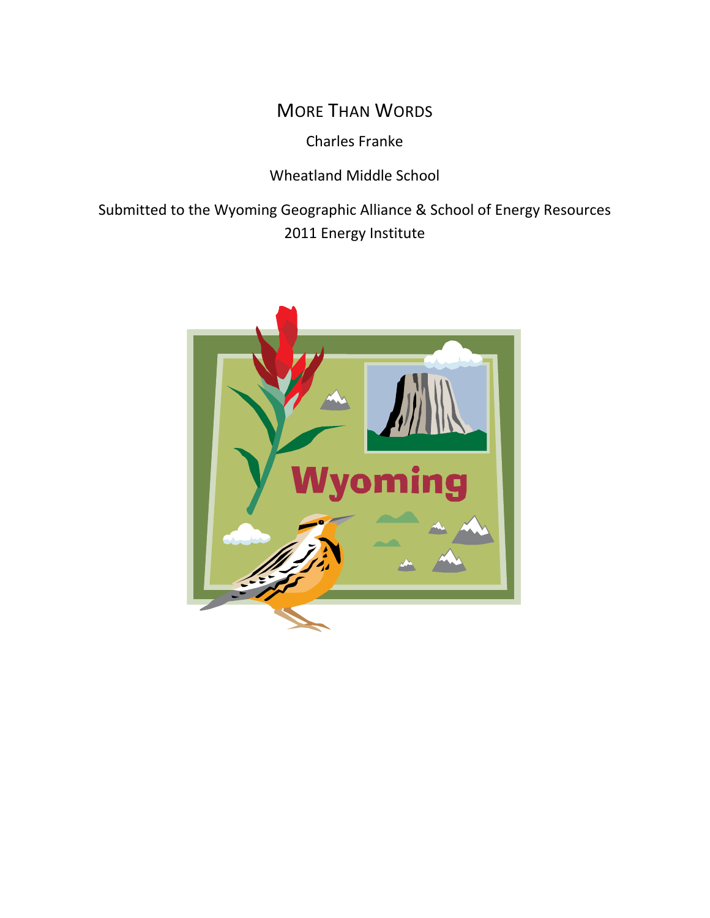# More Than Words

Charles Franke

Wheatland Middle School

Submitted to the Wyoming Geographic Alliance & School of Energy Resources
2011 Energy Institute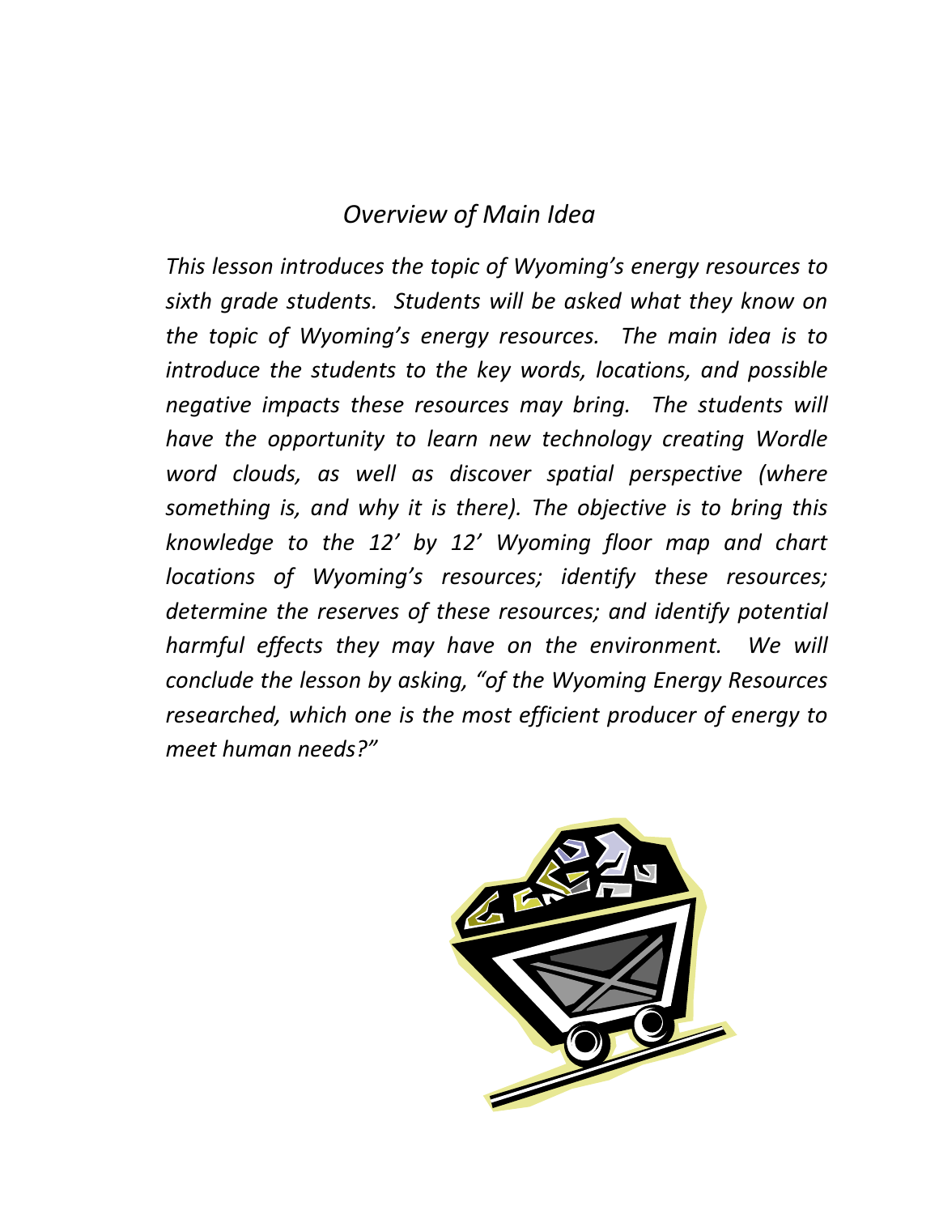## *Overview of Main Idea*

*This lesson introduces the topic of Wyoming's energy resources to sixth grade students. Students will be asked what they know on the topic of Wyoming's energy resources. The main idea is to introduce the students to the key words, locations, and possible negative impacts these resources may bring. The students will have the opportunity to learn new technology creating Wordle word clouds, as well as discover spatial perspective (where something is, and why it is there). The objective is to bring this knowledge to the 12' by 12' Wyoming floor map and chart locations of Wyoming's resources; identify these resources; determine the reserves of these resources; and identify potential harmful effects they may have on the environment. We will conclude the lesson by asking, "of the Wyoming Energy Resources researched, which one is the most efficient producer of energy to meet human needs?"*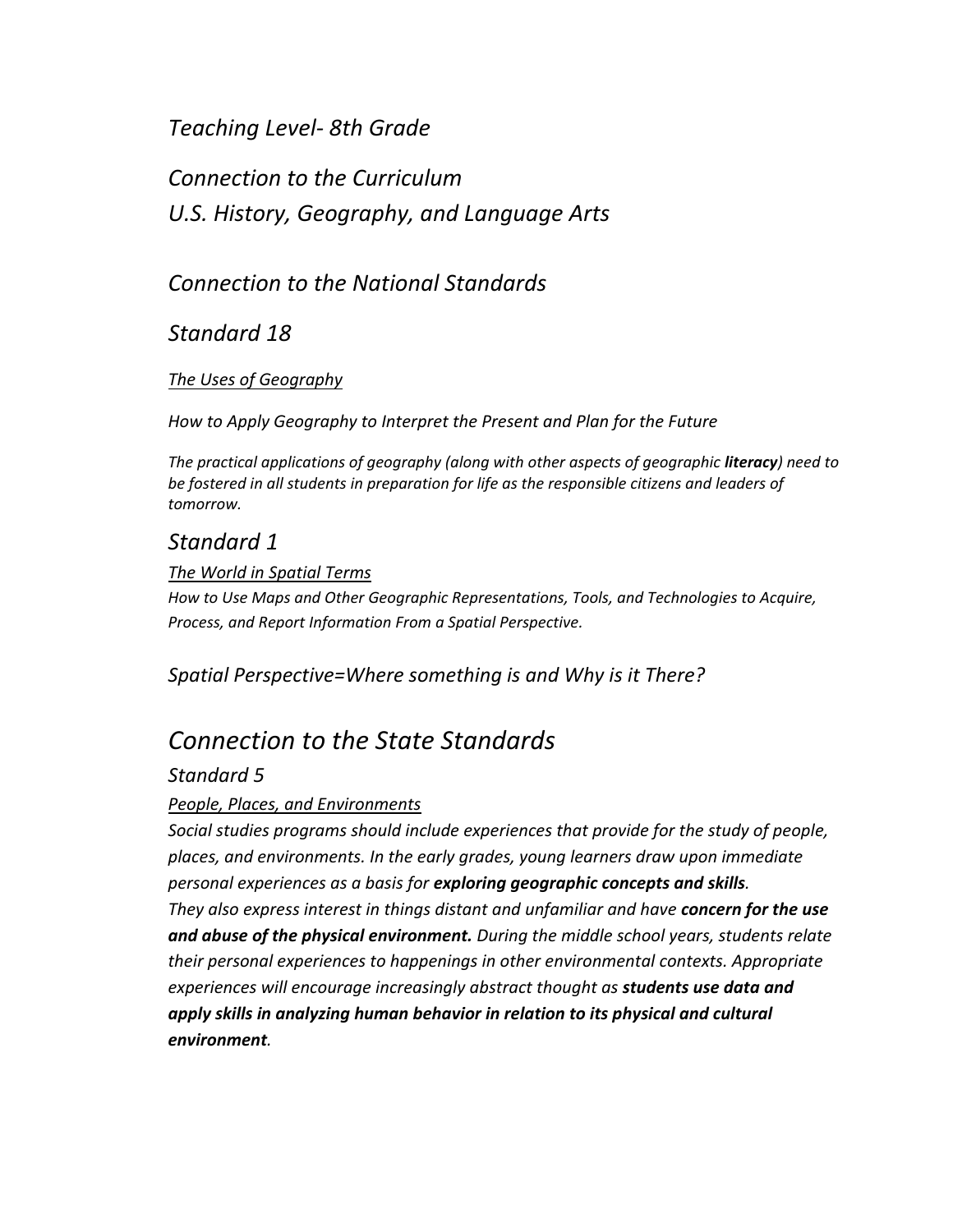*Teaching Level- 8th Grade*

*Connection to the Curriculum*
*U.S. History, Geography, and Language Arts*

## *Connection to the National Standards*

### *Standard 18*

*<u>The Uses of Geography</u>*

*How to Apply Geography to Interpret the Present and Plan for the Future*

*The practical applications of geography (along with other aspects of geographic **literacy**) need to be fostered in all students in preparation for life as the responsible citizens and leaders of tomorrow.*

### *Standard 1*

*<u>The World in Spatial Terms</u>*
*How to Use Maps and Other Geographic Representations, Tools, and Technologies to Acquire, Process, and Report Information From a Spatial Perspective.*

*Spatial Perspective=Where something is and Why is it There?*

## *Connection to the State Standards*

### *Standard 5*

*<u>People, Places, and Environments</u>*
*Social studies programs should include experiences that provide for the study of people, places, and environments. In the early grades, young learners draw upon immediate personal experiences as a basis for **exploring geographic concepts and skills**. They also express interest in things distant and unfamiliar and have **concern for the use and abuse of the physical environment.** During the middle school years, students relate their personal experiences to happenings in other environmental contexts. Appropriate experiences will encourage increasingly abstract thought as **students use data and apply skills in analyzing human behavior in relation to its physical and cultural environment**.*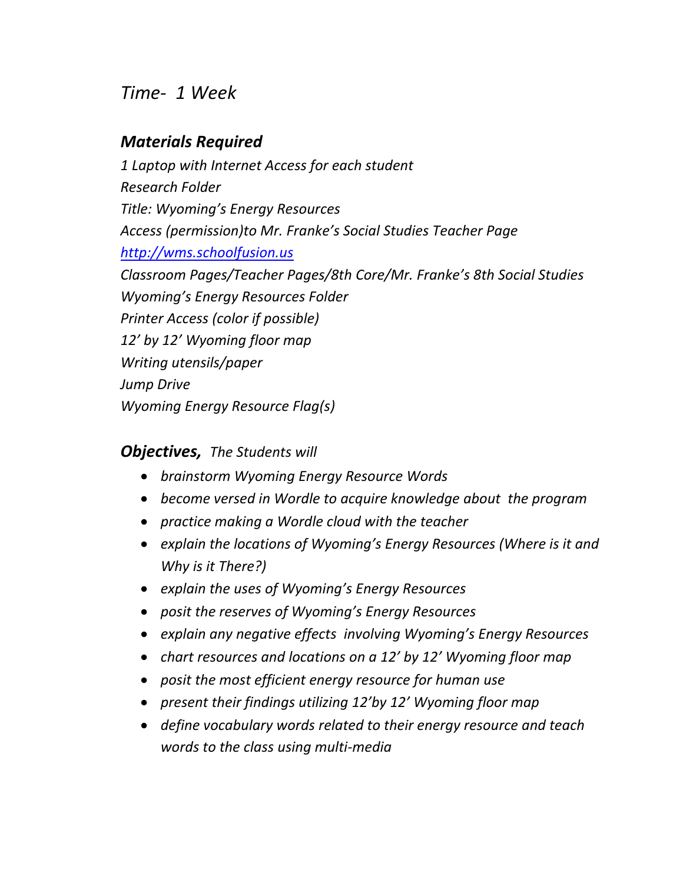*Time- 1 Week*

## ***Materials Required***

*1 Laptop with Internet Access for each student*
*Research Folder*
*Title: Wyoming's Energy Resources*
*Access (permission)to Mr. Franke's Social Studies Teacher Page*
*[http://wms.schoolfusion.us](http://wms.schoolfusion.us)*
*Classroom Pages/Teacher Pages/8th Core/Mr. Franke's 8th Social Studies*
*Wyoming's Energy Resources Folder*
*Printer Access (color if possible)*
*12' by 12' Wyoming floor map*
*Writing utensils/paper*
*Jump Drive*
*Wyoming Energy Resource Flag(s)*

***Objectives,*** *The Students will*

- *brainstorm Wyoming Energy Resource Words*
- *become versed in Wordle to acquire knowledge about the program*
- *practice making a Wordle cloud with the teacher*
- *explain the locations of Wyoming's Energy Resources (Where is it and Why is it There?)*
- *explain the uses of Wyoming's Energy Resources*
- *posit the reserves of Wyoming's Energy Resources*
- *explain any negative effects involving Wyoming's Energy Resources*
- *chart resources and locations on a 12' by 12' Wyoming floor map*
- *posit the most efficient energy resource for human use*
- *present their findings utilizing 12'by 12' Wyoming floor map*
- *define vocabulary words related to their energy resource and teach words to the class using multi-media*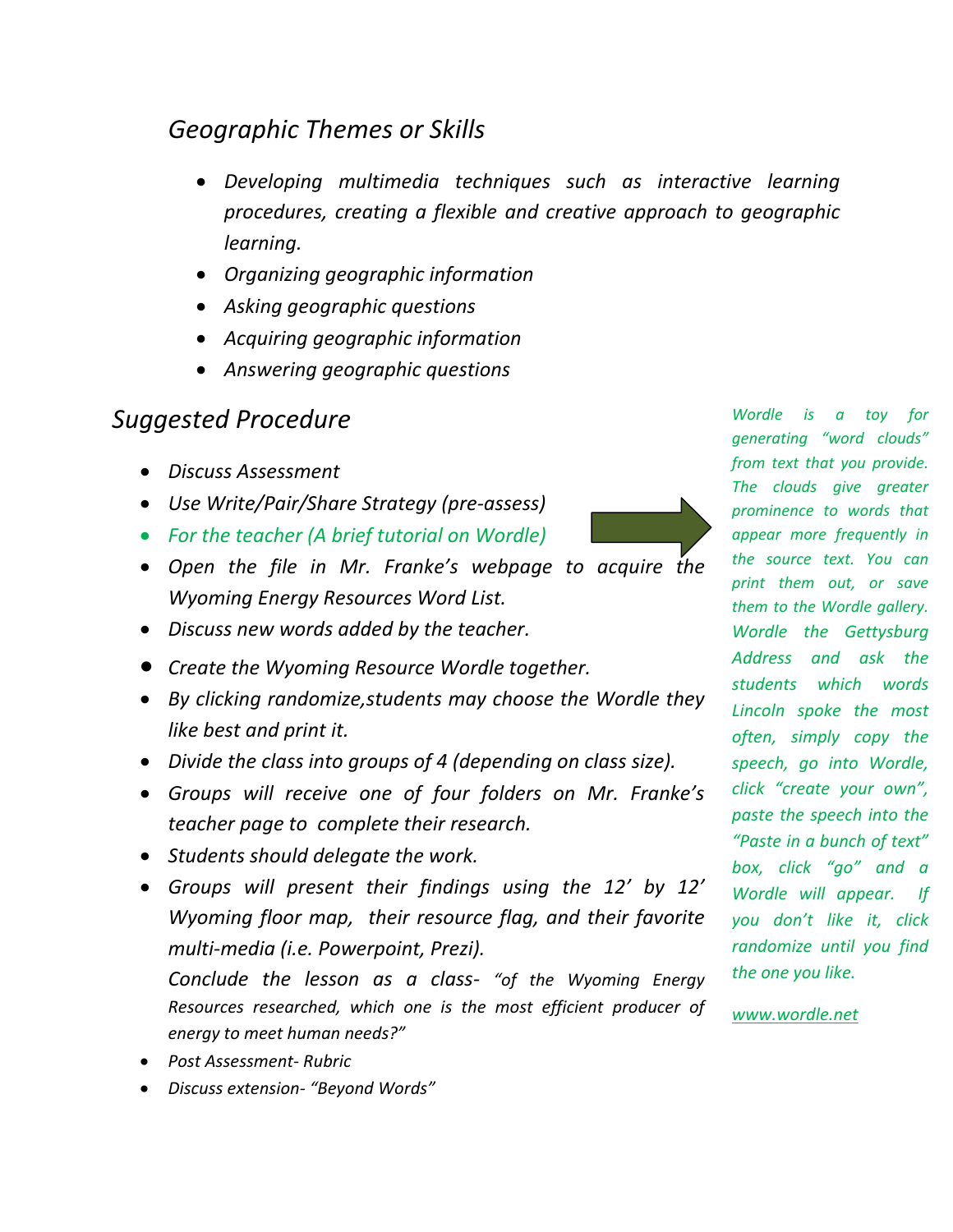## *Geographic Themes or Skills*

- *Developing multimedia techniques such as interactive learning procedures, creating a flexible and creative approach to geographic learning.*
- *Organizing geographic information*
- *Asking geographic questions*
- *Acquiring geographic information*
- *Answering geographic questions*

## *Suggested Procedure*

- *Discuss Assessment*
- *Use Write/Pair/Share Strategy (pre-assess)*
- *For the teacher (A brief tutorial on Wordle)*
- *Open the file in Mr. Franke's webpage to acquire the Wyoming Energy Resources Word List.*
- *Discuss new words added by the teacher.*
- *Create the Wyoming Resource Wordle together.*
- *By clicking randomize,students may choose the Wordle they like best and print it.*
- *Divide the class into groups of 4 (depending on class size).*
- *Groups will receive one of four folders on Mr. Franke's teacher page to complete their research.*
- *Students should delegate the work.*
- *Groups will present their findings using the 12' by 12' Wyoming floor map, their resource flag, and their favorite multi-media (i.e. Powerpoint, Prezi).*

  *Conclude the lesson as a class- "of the Wyoming Energy Resources researched, which one is the most efficient producer of energy to meet human needs?"*
- *Post Assessment- Rubric*
- *Discuss extension- "Beyond Words"*

*Wordle is a toy for generating "word clouds" from text that you provide. The clouds give greater prominence to words that appear more frequently in the source text. You can print them out, or save them to the Wordle gallery. Wordle the Gettysburg Address and ask the students which words Lincoln spoke the most often, simply copy the speech, go into Wordle, click "create your own", paste the speech into the "Paste in a bunch of text" box, click "go" and a Wordle will appear. If you don't like it, click randomize until you find the one you like.*

*www.wordle.net*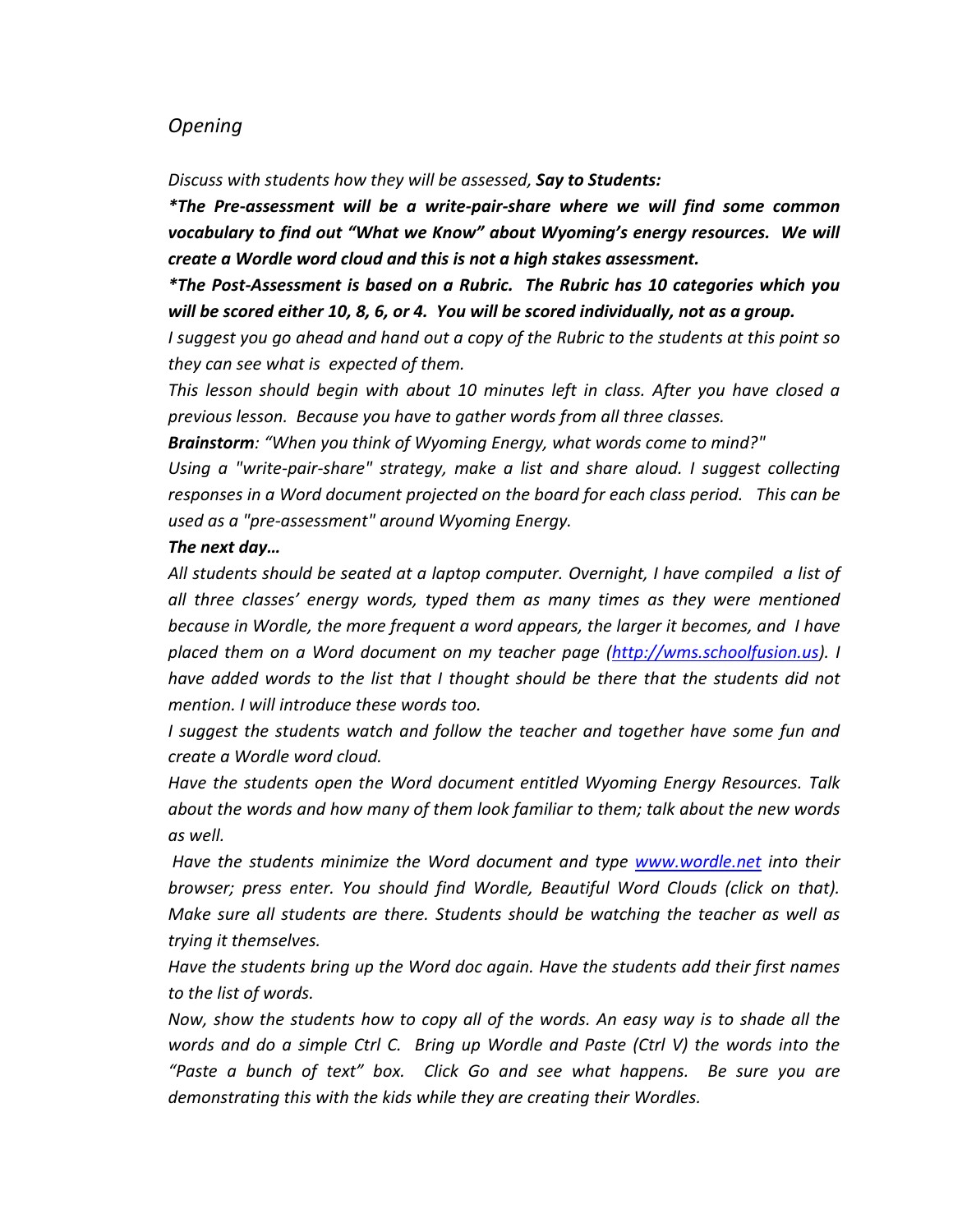*Opening*

*Discuss with students how they will be assessed,* ***Say to Students:***

***\*The Pre-assessment will be a write-pair-share where we will find some common vocabulary to find out "What we Know" about Wyoming's energy resources. We will create a Wordle word cloud and this is not a high stakes assessment.***

***\*The Post-Assessment is based on a Rubric. The Rubric has 10 categories which you will be scored either 10, 8, 6, or 4. You will be scored individually, not as a group.***

*I suggest you go ahead and hand out a copy of the Rubric to the students at this point so they can see what is expected of them.*

*This lesson should begin with about 10 minutes left in class. After you have closed a previous lesson. Because you have to gather words from all three classes.*

***Brainstorm****: "When you think of Wyoming Energy, what words come to mind?"*

*Using a "write-pair-share" strategy, make a list and share aloud. I suggest collecting responses in a Word document projected on the board for each class period. This can be used as a "pre-assessment" around Wyoming Energy.*

***The next day…***

*All students should be seated at a laptop computer. Overnight, I have compiled a list of all three classes' energy words, typed them as many times as they were mentioned because in Wordle, the more frequent a word appears, the larger it becomes, and I have placed them on a Word document on my teacher page ([http://wms.schoolfusion.us](http://wms.schoolfusion.us)). I have added words to the list that I thought should be there that the students did not mention. I will introduce these words too.*

*I suggest the students watch and follow the teacher and together have some fun and create a Wordle word cloud.*

*Have the students open the Word document entitled Wyoming Energy Resources. Talk about the words and how many of them look familiar to them; talk about the new words as well.*

*Have the students minimize the Word document and type [www.wordle.net](http://www.wordle.net) into their browser; press enter. You should find Wordle, Beautiful Word Clouds (click on that). Make sure all students are there. Students should be watching the teacher as well as trying it themselves.*

*Have the students bring up the Word doc again. Have the students add their first names to the list of words.*

*Now, show the students how to copy all of the words. An easy way is to shade all the words and do a simple Ctrl C. Bring up Wordle and Paste (Ctrl V) the words into the "Paste a bunch of text" box. Click Go and see what happens. Be sure you are demonstrating this with the kids while they are creating their Wordles.*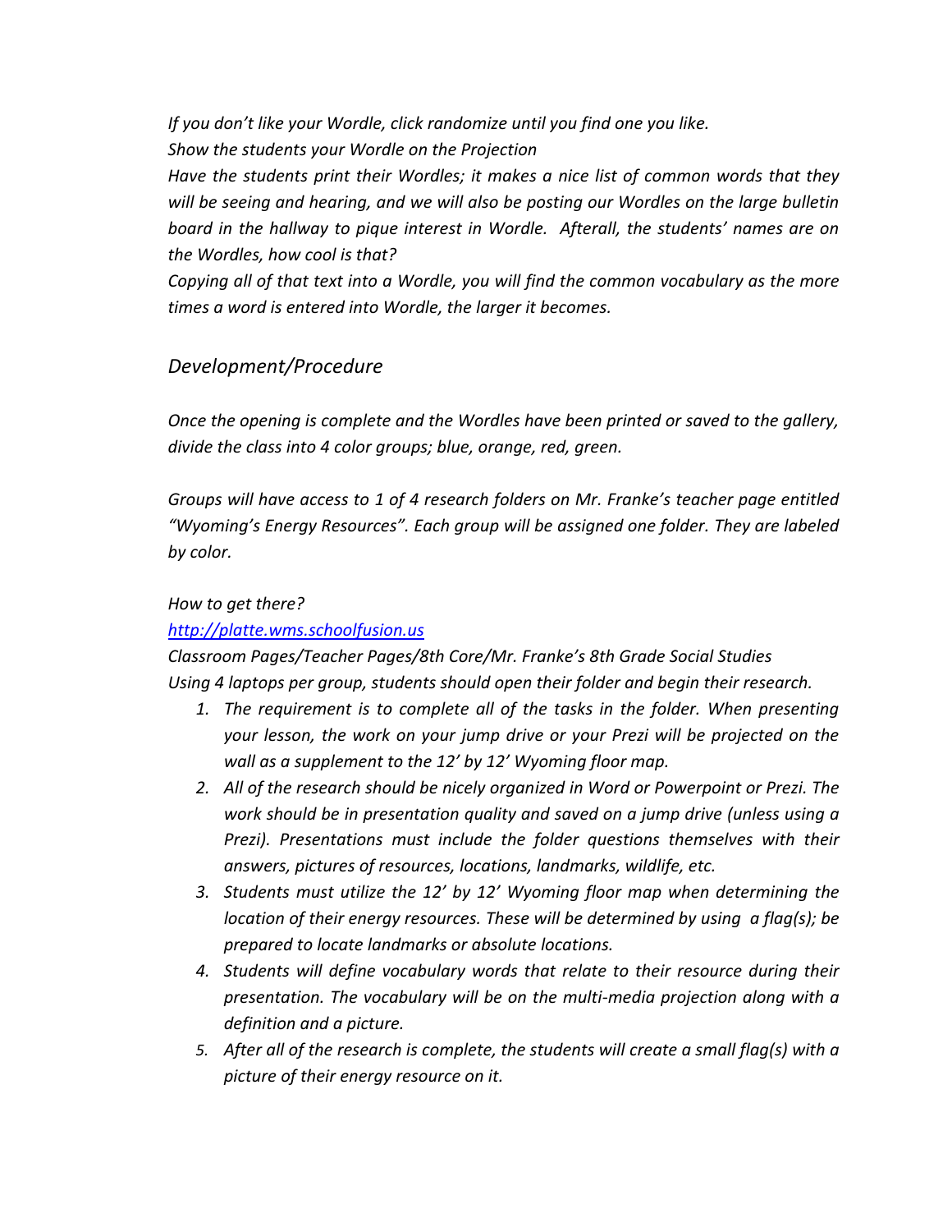*If you don't like your Wordle, click randomize until you find one you like.*

*Show the students your Wordle on the Projection*

*Have the students print their Wordles; it makes a nice list of common words that they will be seeing and hearing, and we will also be posting our Wordles on the large bulletin board in the hallway to pique interest in Wordle. Afterall, the students' names are on the Wordles, how cool is that?*

*Copying all of that text into a Wordle, you will find the common vocabulary as the more times a word is entered into Wordle, the larger it becomes.*

## *Development/Procedure*

*Once the opening is complete and the Wordles have been printed or saved to the gallery, divide the class into 4 color groups; blue, orange, red, green.*

*Groups will have access to 1 of 4 research folders on Mr. Franke's teacher page entitled "Wyoming's Energy Resources". Each group will be assigned one folder. They are labeled by color.*

*How to get there?*

*[http://platte.wms.schoolfusion.us](http://platte.wms.schoolfusion.us)*

*Classroom Pages/Teacher Pages/8th Core/Mr. Franke's 8th Grade Social Studies*

*Using 4 laptops per group, students should open their folder and begin their research.*

1. *The requirement is to complete all of the tasks in the folder. When presenting your lesson, the work on your jump drive or your Prezi will be projected on the wall as a supplement to the 12' by 12' Wyoming floor map.*
2. *All of the research should be nicely organized in Word or Powerpoint or Prezi. The work should be in presentation quality and saved on a jump drive (unless using a Prezi). Presentations must include the folder questions themselves with their answers, pictures of resources, locations, landmarks, wildlife, etc.*
3. *Students must utilize the 12' by 12' Wyoming floor map when determining the location of their energy resources. These will be determined by using a flag(s); be prepared to locate landmarks or absolute locations.*
4. *Students will define vocabulary words that relate to their resource during their presentation. The vocabulary will be on the multi-media projection along with a definition and a picture.*
5. *After all of the research is complete, the students will create a small flag(s) with a picture of their energy resource on it.*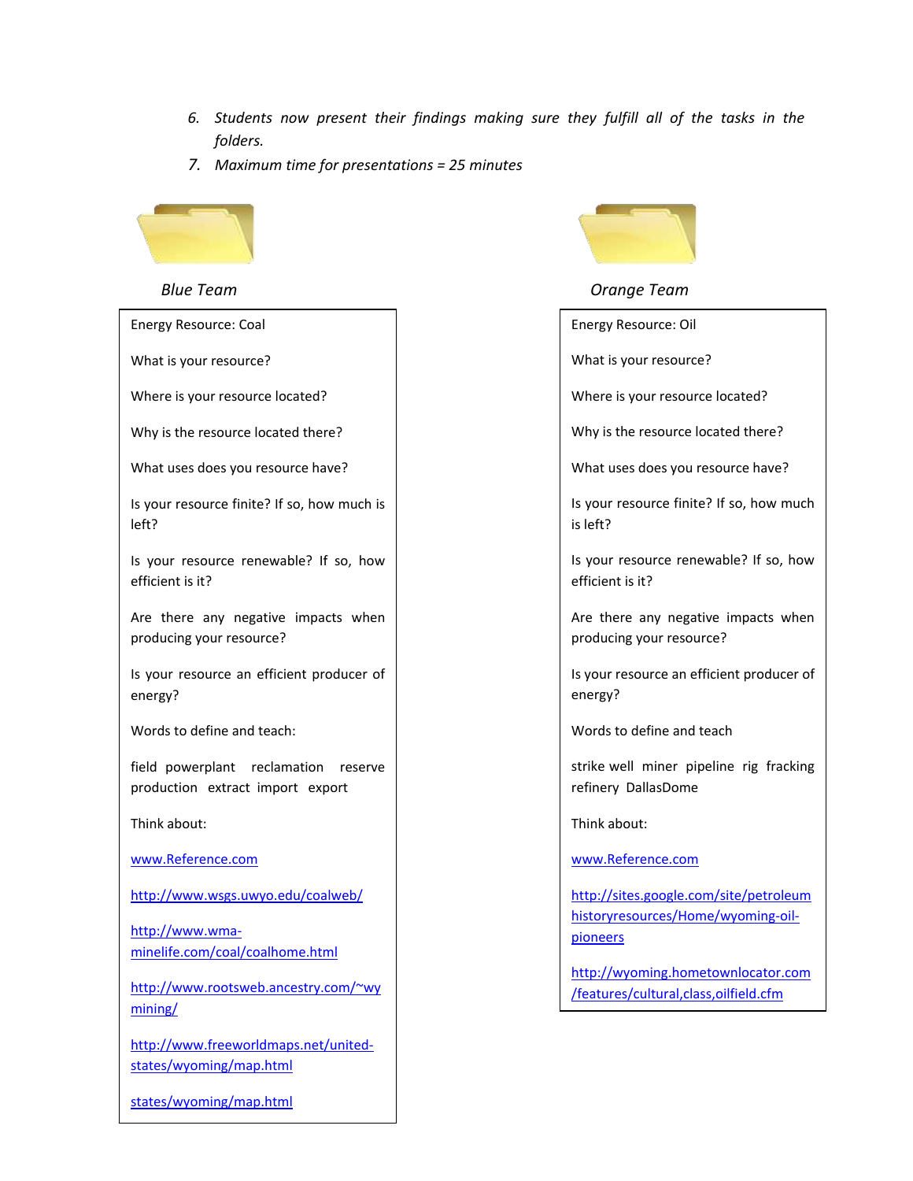6. *Students now present their findings making sure they fulfill all of the tasks in the folders.*
7. *Maximum time for presentations = 25 minutes*

*Blue Team*

Energy Resource: Coal

What is your resource?

Where is your resource located?

Why is the resource located there?

What uses does you resource have?

Is your resource finite? If so, how much is left?

Is your resource renewable? If so, how efficient is it?

Are there any negative impacts when producing your resource?

Is your resource an efficient producer of energy?

Words to define and teach:

field powerplant reclamation reserve production extract import export

Think about:

www.Reference.com

http://www.wsgs.uwyo.edu/coalweb/

http://www.wma-minelife.com/coal/coalhome.html

http://www.rootsweb.ancestry.com/~wymining/

http://www.freeworldmaps.net/united-states/wyoming/map.html

states/wyoming/map.html

*Orange Team*

Energy Resource: Oil

What is your resource?

Where is your resource located?

Why is the resource located there?

What uses does you resource have?

Is your resource finite? If so, how much is left?

Is your resource renewable? If so, how efficient is it?

Are there any negative impacts when producing your resource?

Is your resource an efficient producer of energy?

Words to define and teach

strike well miner pipeline rig fracking refinery DallasDome

Think about:

www.Reference.com

http://sites.google.com/site/petroleumhistoryresources/Home/wyoming-oil-pioneers

http://wyoming.hometownlocator.com/features/cultural,class,oilfield.cfm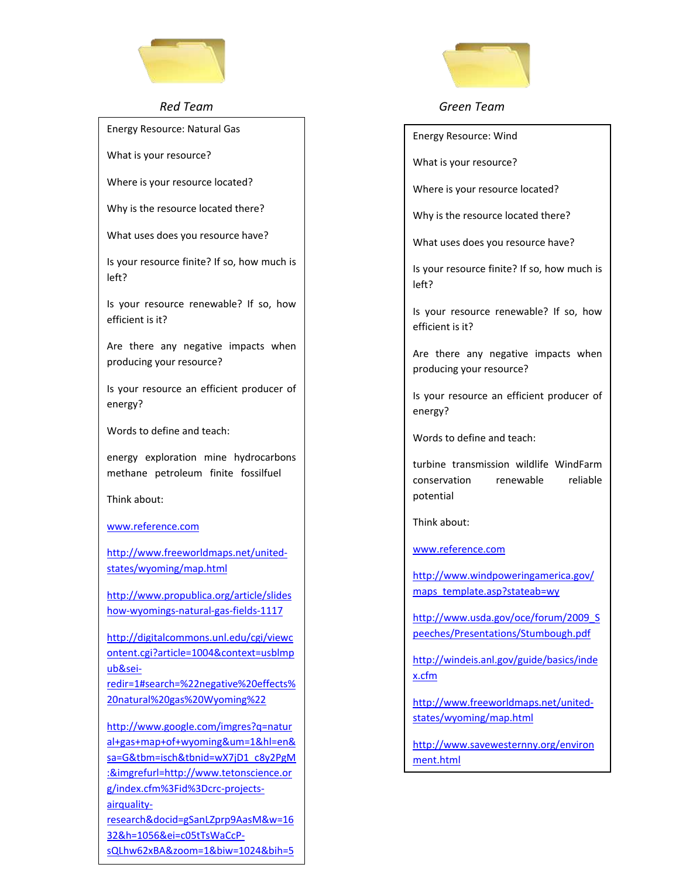## *Red Team*

Energy Resource: Natural Gas

What is your resource?

Where is your resource located?

Why is the resource located there?

What uses does you resource have?

Is your resource finite? If so, how much is left?

Is your resource renewable? If so, how efficient is it?

Are there any negative impacts when producing your resource?

Is your resource an efficient producer of energy?

Words to define and teach:

energy exploration mine hydrocarbons methane petroleum finite fossilfuel

Think about:

www.reference.com

http://www.freeworldmaps.net/united-states/wyoming/map.html

http://www.propublica.org/article/slideshow-wyomings-natural-gas-fields-1117

http://digitalcommons.unl.edu/cgi/viewcontent.cgi?article=1004&context=usblmpub&sei-redir=1#search=%22negative%20effects%20natural%20gas%20Wyoming%22

http://www.google.com/imgres?q=natural+gas+map+of+wyoming&um=1&hl=en&sa=G&tbm=isch&tbnid=wX7jD1_c8y2PgM:&imgrefurl=http://www.tetonscience.org/index.cfm%3Fid%3Dcrc-projects-airquality-research&docid=gSanLZprp9AasM&w=1632&h=1056&ei=c05tTsWaCcP-sQLhw62xBA&zoom=1&biw=1024&bih=5

## *Green Team*

Energy Resource: Wind

What is your resource?

Where is your resource located?

Why is the resource located there?

What uses does you resource have?

Is your resource finite? If so, how much is left?

Is your resource renewable? If so, how efficient is it?

Are there any negative impacts when producing your resource?

Is your resource an efficient producer of energy?

Words to define and teach:

turbine transmission wildlife WindFarm conservation renewable reliable potential

Think about:

www.reference.com

http://www.windpoweringamerica.gov/maps_template.asp?stateab=wy

http://www.usda.gov/oce/forum/2009_Speeches/Presentations/Stumbough.pdf

http://windeis.anl.gov/guide/basics/index.cfm

http://www.freeworldmaps.net/united-states/wyoming/map.html

http://www.savewesternny.org/environment.html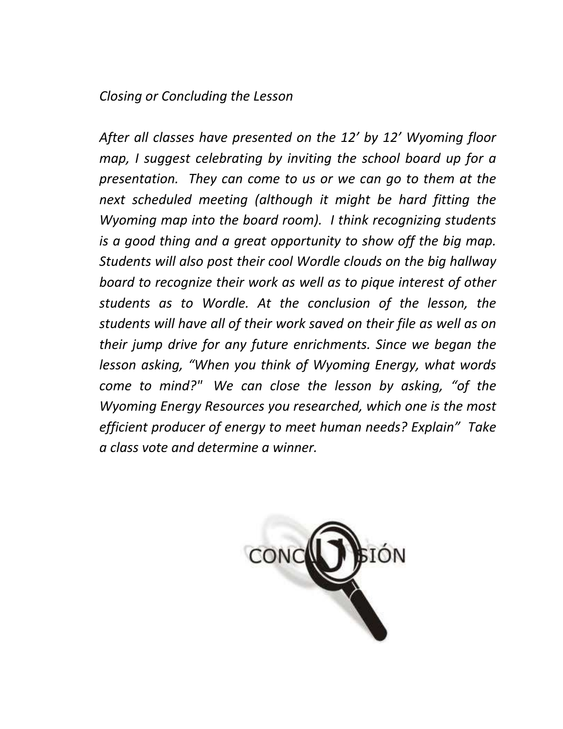*Closing or Concluding the Lesson*

*After all classes have presented on the 12' by 12' Wyoming floor map, I suggest celebrating by inviting the school board up for a presentation. They can come to us or we can go to them at the next scheduled meeting (although it might be hard fitting the Wyoming map into the board room). I think recognizing students is a good thing and a great opportunity to show off the big map. Students will also post their cool Wordle clouds on the big hallway board to recognize their work as well as to pique interest of other students as to Wordle. At the conclusion of the lesson, the students will have all of their work saved on their file as well as on their jump drive for any future enrichments. Since we began the lesson asking, "When you think of Wyoming Energy, what words come to mind?" We can close the lesson by asking, "of the Wyoming Energy Resources you researched, which one is the most efficient producer of energy to meet human needs? Explain" Take a class vote and determine a winner.*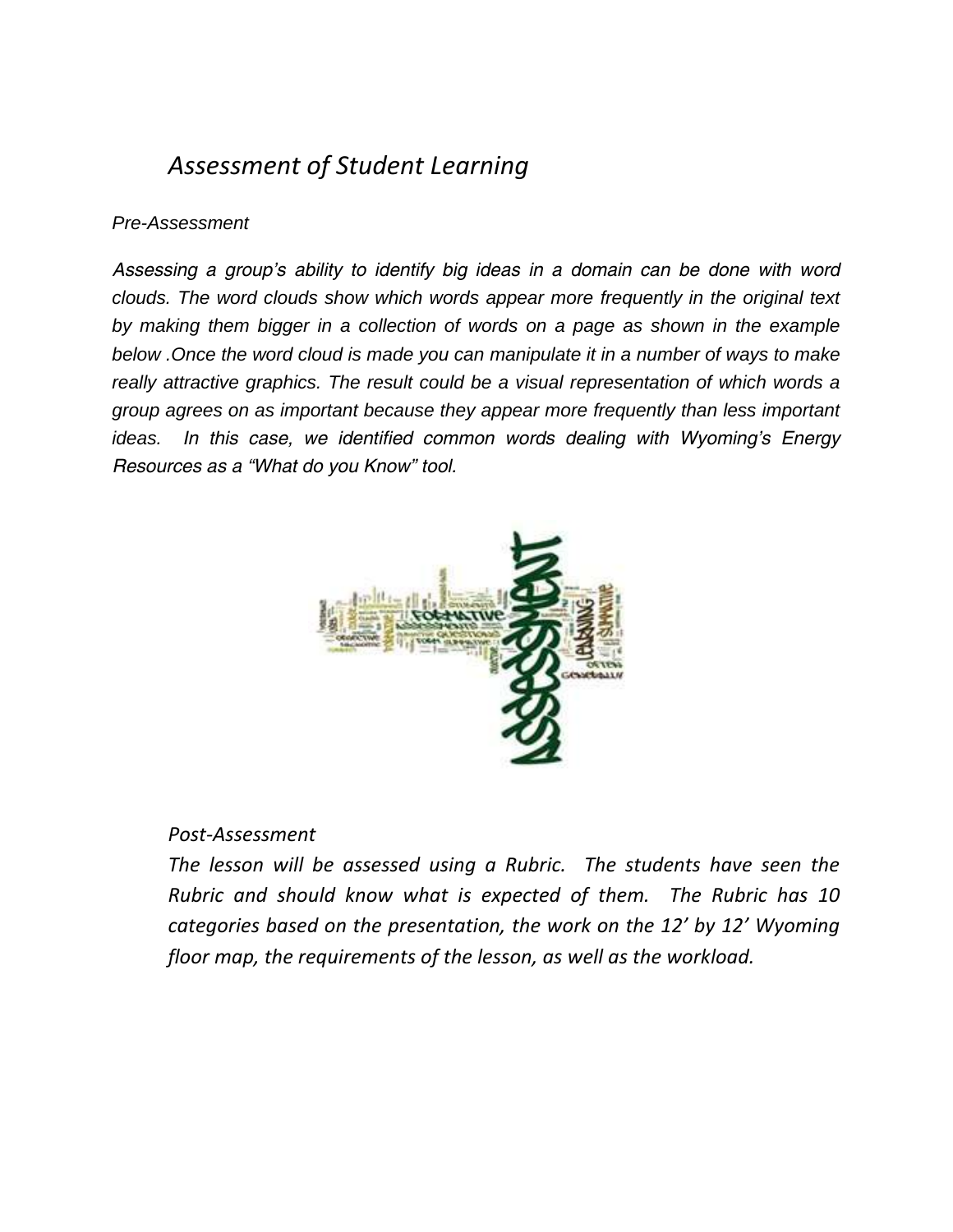# *Assessment of Student Learning*

*Pre-Assessment*

*Assessing a group's ability to identify big ideas in a domain can be done with word clouds. The word clouds show which words appear more frequently in the original text by making them bigger in a collection of words on a page as shown in the example below .Once the word cloud is made you can manipulate it in a number of ways to make really attractive graphics. The result could be a visual representation of which words a group agrees on as important because they appear more frequently than less important ideas. In this case, we identified common words dealing with Wyoming's Energy Resources as a "What do you Know" tool.*

*Post-Assessment*

*The lesson will be assessed using a Rubric. The students have seen the Rubric and should know what is expected of them. The Rubric has 10 categories based on the presentation, the work on the 12' by 12' Wyoming floor map, the requirements of the lesson, as well as the workload.*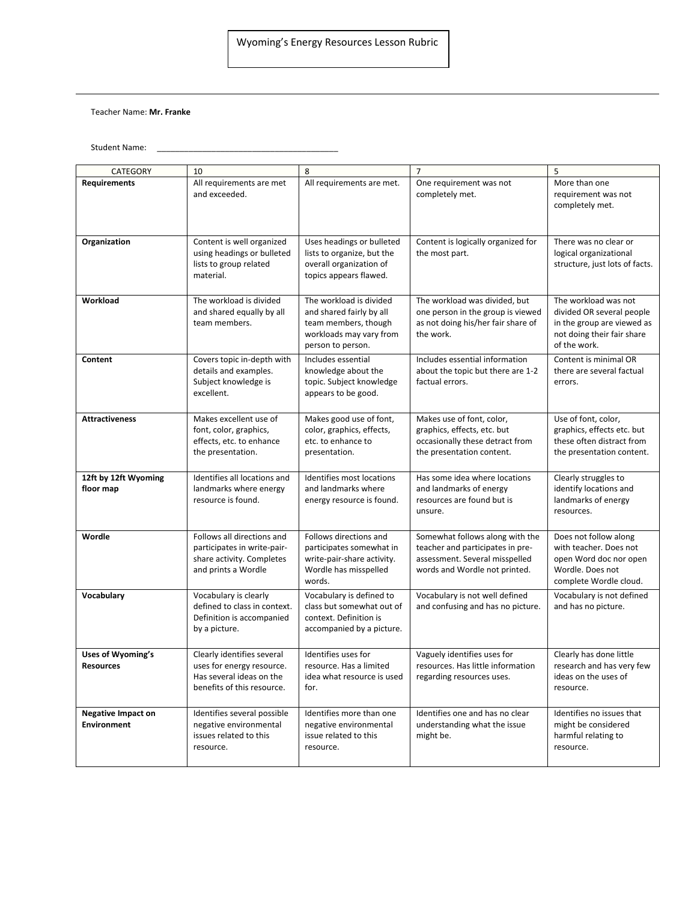# Wyoming's Energy Resources Lesson Rubric

Teacher Name: **Mr. Franke**

Student Name: ________________________________________

| CATEGORY | 10 | 8 | 7 | 5 |
|---|---|---|---|---|
| **Requirements** | All requirements are met and exceeded. | All requirements are met. | One requirement was not completely met. | More than one requirement was not completely met. |
| **Organization** | Content is well organized using headings or bulleted lists to group related material. | Uses headings or bulleted lists to organize, but the overall organization of topics appears flawed. | Content is logically organized for the most part. | There was no clear or logical organizational structure, just lots of facts. |
| **Workload** | The workload is divided and shared equally by all team members. | The workload is divided and shared fairly by all team members, though workloads may vary from person to person. | The workload was divided, but one person in the group is viewed as not doing his/her fair share of the work. | The workload was not divided OR several people in the group are viewed as not doing their fair share of the work. |
| **Content** | Covers topic in-depth with details and examples. Subject knowledge is excellent. | Includes essential knowledge about the topic. Subject knowledge appears to be good. | Includes essential information about the topic but there are 1-2 factual errors. | Content is minimal OR there are several factual errors. |
| **Attractiveness** | Makes excellent use of font, color, graphics, effects, etc. to enhance the presentation. | Makes good use of font, color, graphics, effects, etc. to enhance to presentation. | Makes use of font, color, graphics, effects, etc. but occasionally these detract from the presentation content. | Use of font, color, graphics, effects etc. but these often distract from the presentation content. |
| **12ft by 12ft Wyoming floor map** | Identifies all locations and landmarks where energy resource is found. | Identifies most locations and landmarks where energy resource is found. | Has some idea where locations and landmarks of energy resources are found but is unsure. | Clearly struggles to identify locations and landmarks of energy resources. |
| **Wordle** | Follows all directions and participates in write-pair-share activity. Completes and prints a Wordle | Follows directions and participates somewhat in write-pair-share activity. Wordle has misspelled words. | Somewhat follows along with the teacher and participates in pre-assessment. Several misspelled words and Wordle not printed. | Does not follow along with teacher. Does not open Word doc nor open Wordle. Does not complete Wordle cloud. |
| **Vocabulary** | Vocabulary is clearly defined to class in context. Definition is accompanied by a picture. | Vocabulary is defined to class but somewhat out of context. Definition is accompanied by a picture. | Vocabulary is not well defined and confusing and has no picture. | Vocabulary is not defined and has no picture. |
| **Uses of Wyoming's Resources** | Clearly identifies several uses for energy resource. Has several ideas on the benefits of this resource. | Identifies uses for resource. Has a limited idea what resource is used for. | Vaguely identifies uses for resources. Has little information regarding resources uses. | Clearly has done little research and has very few ideas on the uses of resource. |
| **Negative Impact on Environment** | Identifies several possible negative environmental issues related to this resource. | Identifies more than one negative environmental issue related to this resource. | Identifies one and has no clear understanding what the issue might be. | Identifies no issues that might be considered harmful relating to resource. |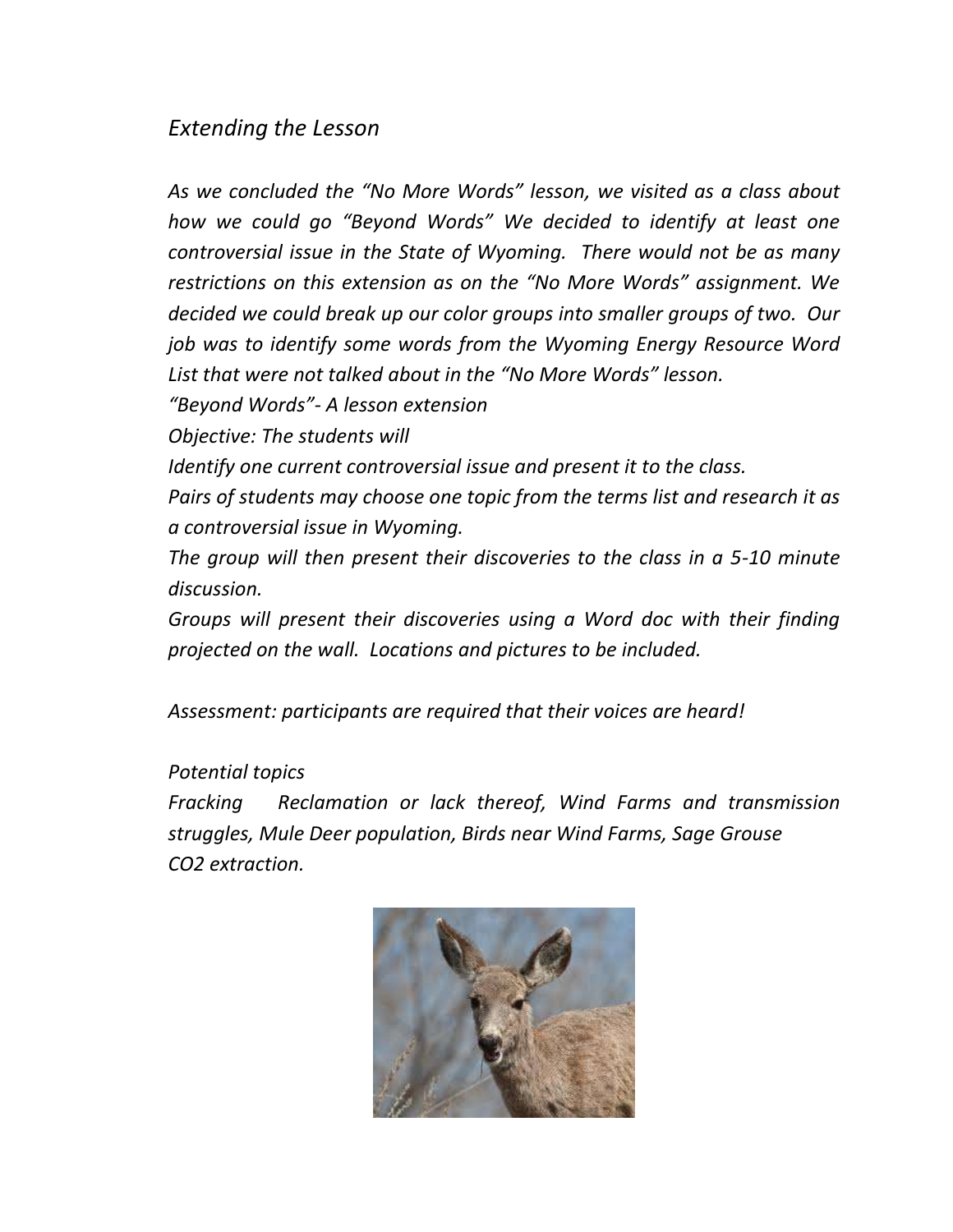## *Extending the Lesson*

*As we concluded the "No More Words" lesson, we visited as a class about how we could go "Beyond Words" We decided to identify at least one controversial issue in the State of Wyoming. There would not be as many restrictions on this extension as on the "No More Words" assignment. We decided we could break up our color groups into smaller groups of two. Our job was to identify some words from the Wyoming Energy Resource Word List that were not talked about in the "No More Words" lesson.*

*"Beyond Words"- A lesson extension*

*Objective: The students will*

*Identify one current controversial issue and present it to the class.*

*Pairs of students may choose one topic from the terms list and research it as a controversial issue in Wyoming.*

*The group will then present their discoveries to the class in a 5-10 minute discussion.*

*Groups will present their discoveries using a Word doc with their finding projected on the wall. Locations and pictures to be included.*

*Assessment: participants are required that their voices are heard!*

*Potential topics*

*Fracking Reclamation or lack thereof, Wind Farms and transmission struggles, Mule Deer population, Birds near Wind Farms, Sage Grouse $CO_2$ extraction.*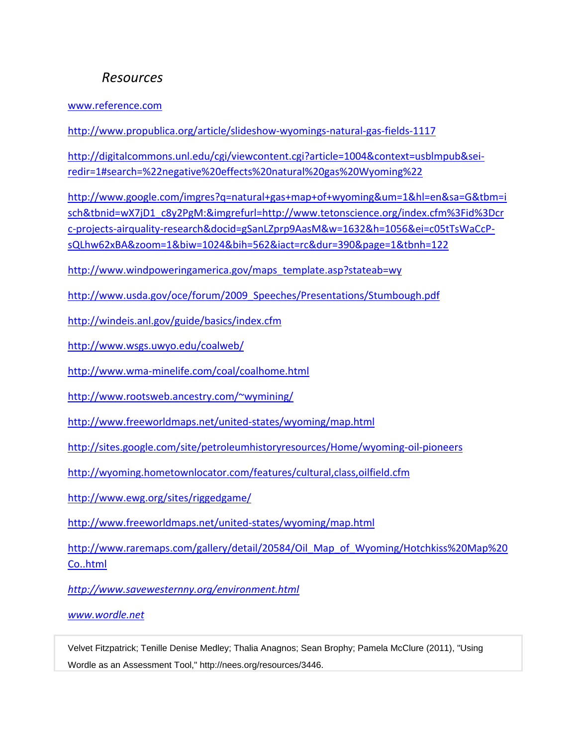*Resources*

www.reference.com

http://www.propublica.org/article/slideshow-wyomings-natural-gas-fields-1117

http://digitalcommons.unl.edu/cgi/viewcontent.cgi?article=1004&context=usblmpub&sei-redir=1#search=%22negative%20effects%20natural%20gas%20Wyoming%22

http://www.google.com/imgres?q=natural+gas+map+of+wyoming&um=1&hl=en&sa=G&tbm=isch&tbnid=wX7jD1_c8y2PgM:&imgrefurl=http://www.tetonscience.org/index.cfm%3Fid%3Dcrc-projects-airquality-research&docid=gSanLZprp9AasM&w=1632&h=1056&ei=c05tTsWaCcP-sQLhw62xBA&zoom=1&biw=1024&bih=562&iact=rc&dur=390&page=1&tbnh=122

http://www.windpoweringamerica.gov/maps_template.asp?stateab=wy

http://www.usda.gov/oce/forum/2009_Speeches/Presentations/Stumbough.pdf

http://windeis.anl.gov/guide/basics/index.cfm

http://www.wsgs.uwyo.edu/coalweb/

http://www.wma-minelife.com/coal/coalhome.html

http://www.rootsweb.ancestry.com/~wymining/

http://www.freeworldmaps.net/united-states/wyoming/map.html

http://sites.google.com/site/petroleumhistoryresources/Home/wyoming-oil-pioneers

http://wyoming.hometownlocator.com/features/cultural,class,oilfield.cfm

http://www.ewg.org/sites/riggedgame/

http://www.freeworldmaps.net/united-states/wyoming/map.html

http://www.raremaps.com/gallery/detail/20584/Oil_Map_of_Wyoming/Hotchkiss%20Map%20Co..html

*http://www.savewesternny.org/environment.html*

*www.wordle.net*

Velvet Fitzpatrick; Tenille Denise Medley; Thalia Anagnos; Sean Brophy; Pamela McClure (2011), "Using Wordle as an Assessment Tool," http://nees.org/resources/3446.